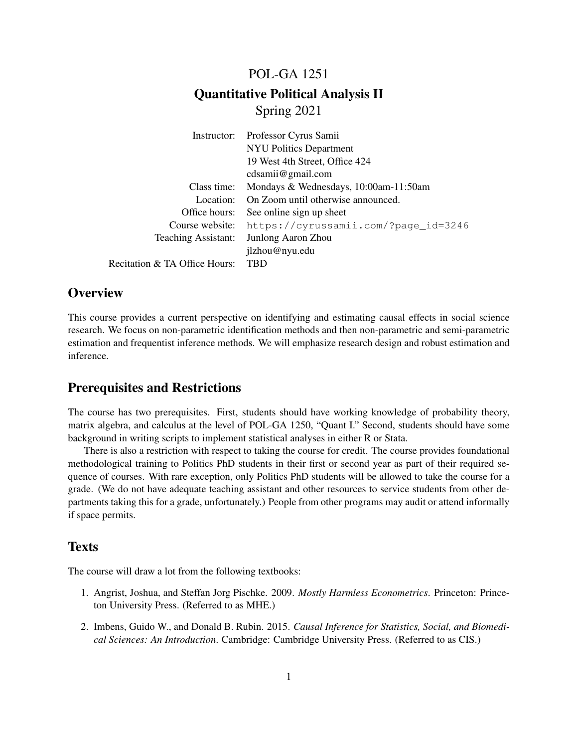# POL-GA 1251

## Quantitative Political Analysis II

Spring 2021

| | |
|---|---|
| Instructor: | Professor Cyrus Samii |
| | NYU Politics Department |
| | 19 West 4th Street, Office 424 |
| | cdsamii@gmail.com |
| Class time: | Mondays & Wednesdays, 10:00am-11:50am |
| Location: | On Zoom until otherwise announced. |
| Office hours: | See online sign up sheet |
| Course website: | `https://cyrussamii.com/?page_id=3246` |
| Teaching Assistant: | Junlong Aaron Zhou |
| | jlzhou@nyu.edu |
| Recitation & TA Office Hours: | TBD |

## Overview

This course provides a current perspective on identifying and estimating causal effects in social science research. We focus on non-parametric identification methods and then non-parametric and semi-parametric estimation and frequentist inference methods. We will emphasize research design and robust estimation and inference.

## Prerequisites and Restrictions

The course has two prerequisites. First, students should have working knowledge of probability theory, matrix algebra, and calculus at the level of POL-GA 1250, "Quant I." Second, students should have some background in writing scripts to implement statistical analyses in either R or Stata.

There is also a restriction with respect to taking the course for credit. The course provides foundational methodological training to Politics PhD students in their first or second year as part of their required sequence of courses. With rare exception, only Politics PhD students will be allowed to take the course for a grade. (We do not have adequate teaching assistant and other resources to service students from other departments taking this for a grade, unfortunately.) People from other programs may audit or attend informally if space permits.

## Texts

The course will draw a lot from the following textbooks:

1. Angrist, Joshua, and Steffan Jorg Pischke. 2009. *Mostly Harmless Econometrics*. Princeton: Princeton University Press. (Referred to as MHE.)
2. Imbens, Guido W., and Donald B. Rubin. 2015. *Causal Inference for Statistics, Social, and Biomedical Sciences: An Introduction*. Cambridge: Cambridge University Press. (Referred to as CIS.)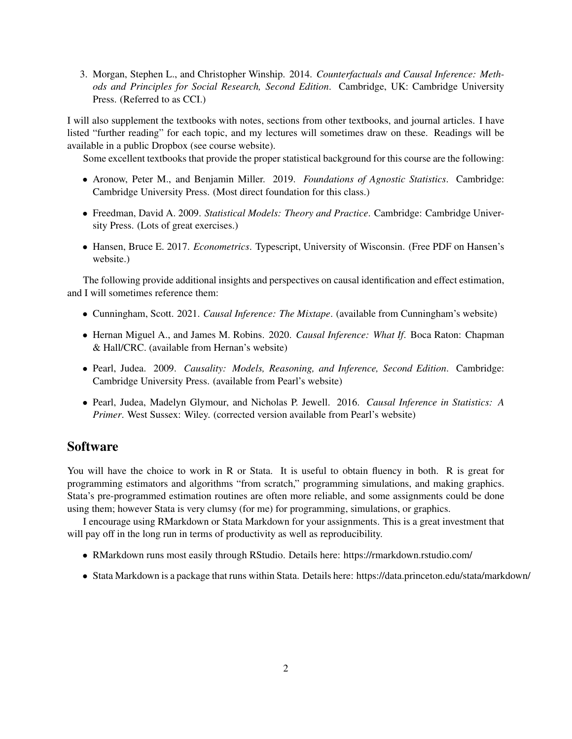3. Morgan, Stephen L., and Christopher Winship. 2014. *Counterfactuals and Causal Inference: Methods and Principles for Social Research, Second Edition*. Cambridge, UK: Cambridge University Press. (Referred to as CCI.)

I will also supplement the textbooks with notes, sections from other textbooks, and journal articles. I have listed "further reading" for each topic, and my lectures will sometimes draw on these. Readings will be available in a public Dropbox (see course website).

Some excellent textbooks that provide the proper statistical background for this course are the following:

- Aronow, Peter M., and Benjamin Miller. 2019. *Foundations of Agnostic Statistics*. Cambridge: Cambridge University Press. (Most direct foundation for this class.)
- Freedman, David A. 2009. *Statistical Models: Theory and Practice*. Cambridge: Cambridge University Press. (Lots of great exercises.)
- Hansen, Bruce E. 2017. *Econometrics*. Typescript, University of Wisconsin. (Free PDF on Hansen's website.)

The following provide additional insights and perspectives on causal identification and effect estimation, and I will sometimes reference them:

- Cunningham, Scott. 2021. *Causal Inference: The Mixtape*. (available from Cunningham's website)
- Hernan Miguel A., and James M. Robins. 2020. *Causal Inference: What If*. Boca Raton: Chapman & Hall/CRC. (available from Hernan's website)
- Pearl, Judea. 2009. *Causality: Models, Reasoning, and Inference, Second Edition*. Cambridge: Cambridge University Press. (available from Pearl's website)
- Pearl, Judea, Madelyn Glymour, and Nicholas P. Jewell. 2016. *Causal Inference in Statistics: A Primer*. West Sussex: Wiley. (corrected version available from Pearl's website)

## Software

You will have the choice to work in R or Stata. It is useful to obtain fluency in both. R is great for programming estimators and algorithms "from scratch," programming simulations, and making graphics. Stata's pre-programmed estimation routines are often more reliable, and some assignments could be done using them; however Stata is very clumsy (for me) for programming, simulations, or graphics.

I encourage using RMarkdown or Stata Markdown for your assignments. This is a great investment that will pay off in the long run in terms of productivity as well as reproducibility.

- RMarkdown runs most easily through RStudio. Details here: https://rmarkdown.rstudio.com/
- Stata Markdown is a package that runs within Stata. Details here: https://data.princeton.edu/stata/markdown/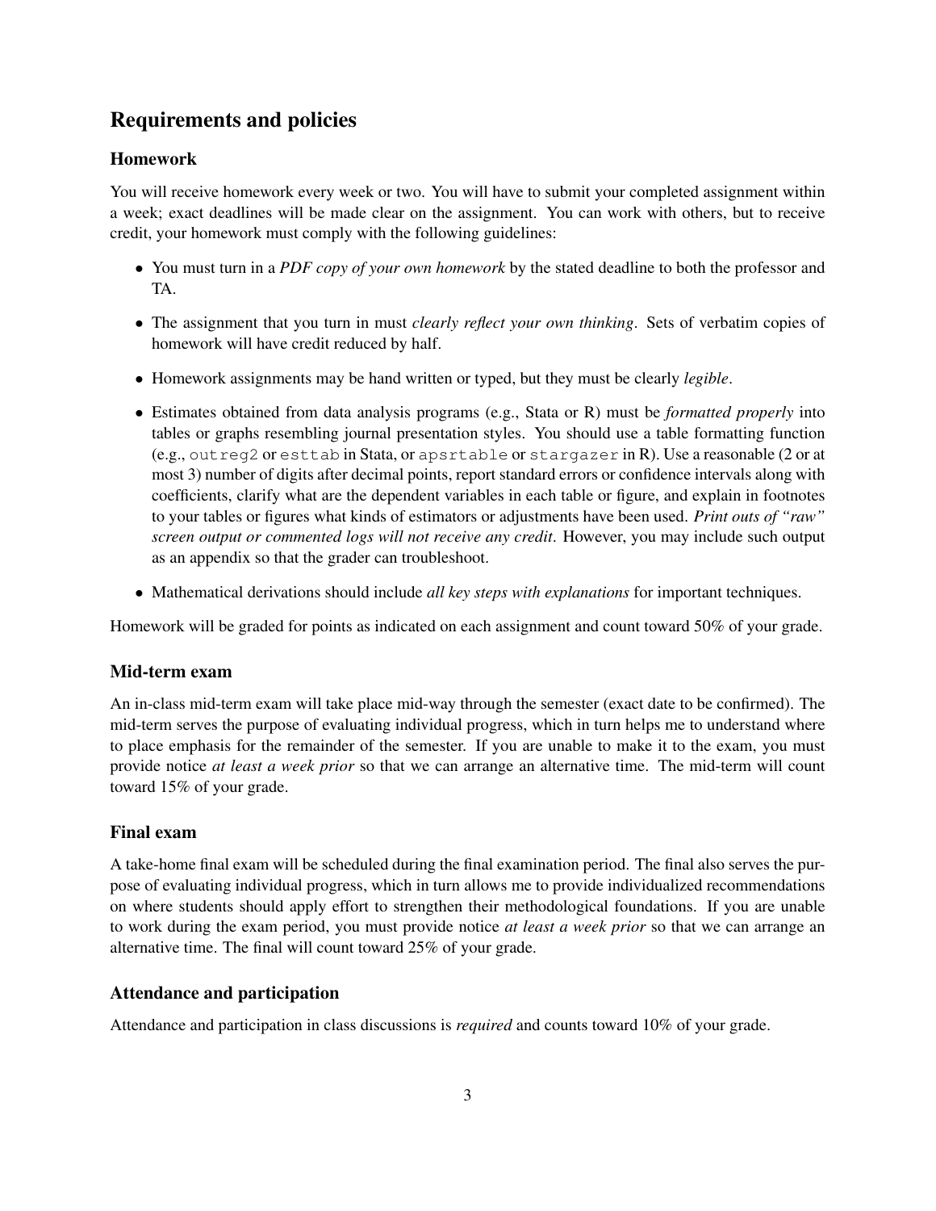## Requirements and policies

### Homework

You will receive homework every week or two. You will have to submit your completed assignment within a week; exact deadlines will be made clear on the assignment. You can work with others, but to receive credit, your homework must comply with the following guidelines:

- You must turn in a *PDF copy of your own homework* by the stated deadline to both the professor and TA.
- The assignment that you turn in must *clearly reflect your own thinking*. Sets of verbatim copies of homework will have credit reduced by half.
- Homework assignments may be hand written or typed, but they must be clearly *legible*.
- Estimates obtained from data analysis programs (e.g., Stata or R) must be *formatted properly* into tables or graphs resembling journal presentation styles. You should use a table formatting function (e.g., `outreg2` or `esttab` in Stata, or `apsrtable` or `stargazer` in R). Use a reasonable (2 or at most 3) number of digits after decimal points, report standard errors or confidence intervals along with coefficients, clarify what are the dependent variables in each table or figure, and explain in footnotes to your tables or figures what kinds of estimators or adjustments have been used. *Print outs of "raw" screen output or commented logs will not receive any credit*. However, you may include such output as an appendix so that the grader can troubleshoot.
- Mathematical derivations should include *all key steps with explanations* for important techniques.

Homework will be graded for points as indicated on each assignment and count toward 50% of your grade.

### Mid-term exam

An in-class mid-term exam will take place mid-way through the semester (exact date to be confirmed). The mid-term serves the purpose of evaluating individual progress, which in turn helps me to understand where to place emphasis for the remainder of the semester. If you are unable to make it to the exam, you must provide notice *at least a week prior* so that we can arrange an alternative time. The mid-term will count toward 15% of your grade.

### Final exam

A take-home final exam will be scheduled during the final examination period. The final also serves the purpose of evaluating individual progress, which in turn allows me to provide individualized recommendations on where students should apply effort to strengthen their methodological foundations. If you are unable to work during the exam period, you must provide notice *at least a week prior* so that we can arrange an alternative time. The final will count toward 25% of your grade.

### Attendance and participation

Attendance and participation in class discussions is *required* and counts toward 10% of your grade.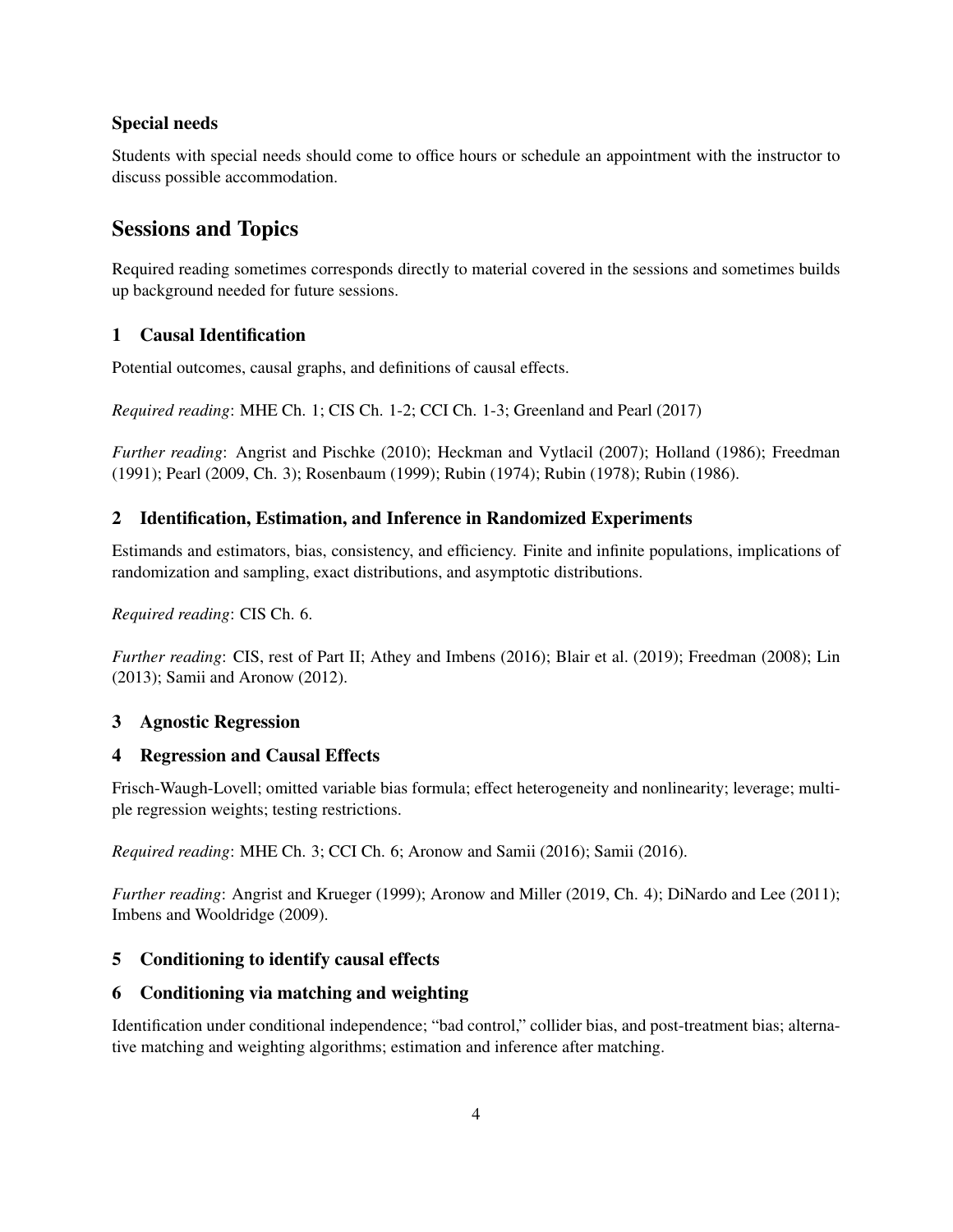### Special needs

Students with special needs should come to office hours or schedule an appointment with the instructor to discuss possible accommodation.

## Sessions and Topics

Required reading sometimes corresponds directly to material covered in the sessions and sometimes builds up background needed for future sessions.

### 1 Causal Identification

Potential outcomes, causal graphs, and definitions of causal effects.

*Required reading*: MHE Ch. 1; CIS Ch. 1-2; CCI Ch. 1-3; Greenland and Pearl (2017)

*Further reading*: Angrist and Pischke (2010); Heckman and Vytlacil (2007); Holland (1986); Freedman (1991); Pearl (2009, Ch. 3); Rosenbaum (1999); Rubin (1974); Rubin (1978); Rubin (1986).

### 2 Identification, Estimation, and Inference in Randomized Experiments

Estimands and estimators, bias, consistency, and efficiency. Finite and infinite populations, implications of randomization and sampling, exact distributions, and asymptotic distributions.

*Required reading*: CIS Ch. 6.

*Further reading*: CIS, rest of Part II; Athey and Imbens (2016); Blair et al. (2019); Freedman (2008); Lin (2013); Samii and Aronow (2012).

### 3 Agnostic Regression

### 4 Regression and Causal Effects

Frisch-Waugh-Lovell; omitted variable bias formula; effect heterogeneity and nonlinearity; leverage; multiple regression weights; testing restrictions.

*Required reading*: MHE Ch. 3; CCI Ch. 6; Aronow and Samii (2016); Samii (2016).

*Further reading*: Angrist and Krueger (1999); Aronow and Miller (2019, Ch. 4); DiNardo and Lee (2011); Imbens and Wooldridge (2009).

### 5 Conditioning to identify causal effects

### 6 Conditioning via matching and weighting

Identification under conditional independence; "bad control," collider bias, and post-treatment bias; alternative matching and weighting algorithms; estimation and inference after matching.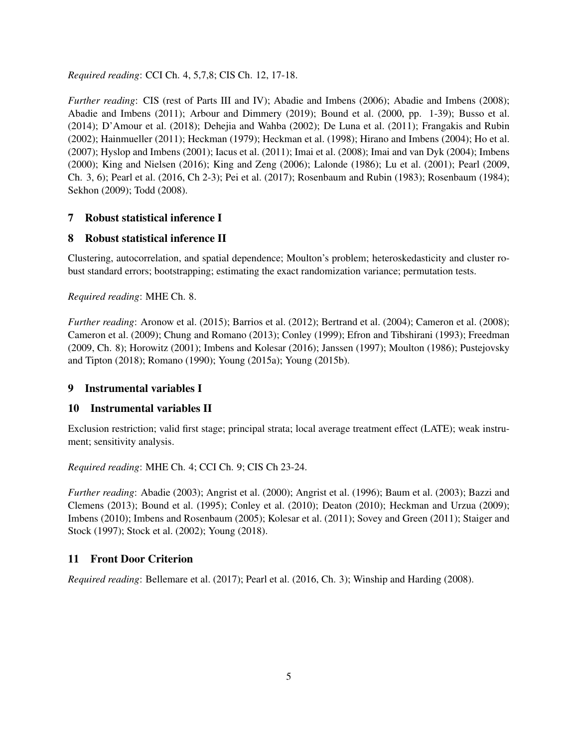*Required reading*: CCI Ch. 4, 5,7,8; CIS Ch. 12, 17-18.

*Further reading*: CIS (rest of Parts III and IV); Abadie and Imbens (2006); Abadie and Imbens (2008); Abadie and Imbens (2011); Arbour and Dimmery (2019); Bound et al. (2000, pp. 1-39); Busso et al. (2014); D'Amour et al. (2018); Dehejia and Wahba (2002); De Luna et al. (2011); Frangakis and Rubin (2002); Hainmueller (2011); Heckman (1979); Heckman et al. (1998); Hirano and Imbens (2004); Ho et al. (2007); Hyslop and Imbens (2001); Iacus et al. (2011); Imai et al. (2008); Imai and van Dyk (2004); Imbens (2000); King and Nielsen (2016); King and Zeng (2006); Lalonde (1986); Lu et al. (2001); Pearl (2009, Ch. 3, 6); Pearl et al. (2016, Ch 2-3); Pei et al. (2017); Rosenbaum and Rubin (1983); Rosenbaum (1984); Sekhon (2009); Todd (2008).

## 7 Robust statistical inference I

## 8 Robust statistical inference II

Clustering, autocorrelation, and spatial dependence; Moulton's problem; heteroskedasticity and cluster robust standard errors; bootstrapping; estimating the exact randomization variance; permutation tests.

*Required reading*: MHE Ch. 8.

*Further reading*: Aronow et al. (2015); Barrios et al. (2012); Bertrand et al. (2004); Cameron et al. (2008); Cameron et al. (2009); Chung and Romano (2013); Conley (1999); Efron and Tibshirani (1993); Freedman (2009, Ch. 8); Horowitz (2001); Imbens and Kolesar (2016); Janssen (1997); Moulton (1986); Pustejovsky and Tipton (2018); Romano (1990); Young (2015a); Young (2015b).

## 9 Instrumental variables I

## 10 Instrumental variables II

Exclusion restriction; valid first stage; principal strata; local average treatment effect (LATE); weak instrument; sensitivity analysis.

*Required reading*: MHE Ch. 4; CCI Ch. 9; CIS Ch 23-24.

*Further reading*: Abadie (2003); Angrist et al. (2000); Angrist et al. (1996); Baum et al. (2003); Bazzi and Clemens (2013); Bound et al. (1995); Conley et al. (2010); Deaton (2010); Heckman and Urzua (2009); Imbens (2010); Imbens and Rosenbaum (2005); Kolesar et al. (2011); Sovey and Green (2011); Staiger and Stock (1997); Stock et al. (2002); Young (2018).

## 11 Front Door Criterion

*Required reading*: Bellemare et al. (2017); Pearl et al. (2016, Ch. 3); Winship and Harding (2008).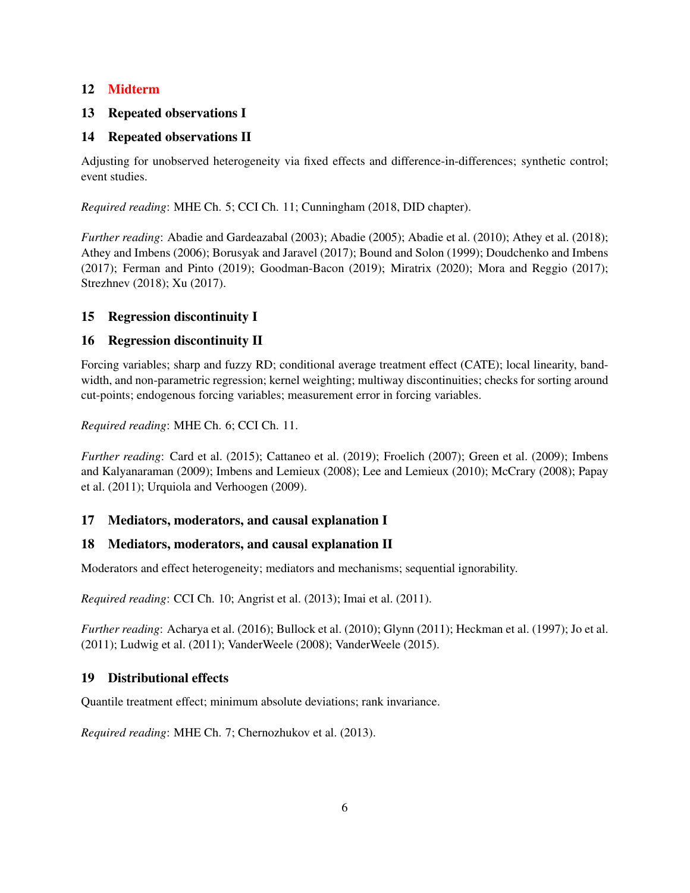## 12 Midterm

## 13 Repeated observations I

## 14 Repeated observations II

Adjusting for unobserved heterogeneity via fixed effects and difference-in-differences; synthetic control; event studies.

*Required reading*: MHE Ch. 5; CCI Ch. 11; Cunningham (2018, DID chapter).

*Further reading*: Abadie and Gardeazabal (2003); Abadie (2005); Abadie et al. (2010); Athey et al. (2018); Athey and Imbens (2006); Borusyak and Jaravel (2017); Bound and Solon (1999); Doudchenko and Imbens (2017); Ferman and Pinto (2019); Goodman-Bacon (2019); Miratrix (2020); Mora and Reggio (2017); Strezhnev (2018); Xu (2017).

## 15 Regression discontinuity I

## 16 Regression discontinuity II

Forcing variables; sharp and fuzzy RD; conditional average treatment effect (CATE); local linearity, bandwidth, and non-parametric regression; kernel weighting; multiway discontinuities; checks for sorting around cut-points; endogenous forcing variables; measurement error in forcing variables.

*Required reading*: MHE Ch. 6; CCI Ch. 11.

*Further reading*: Card et al. (2015); Cattaneo et al. (2019); Froelich (2007); Green et al. (2009); Imbens and Kalyanaraman (2009); Imbens and Lemieux (2008); Lee and Lemieux (2010); McCrary (2008); Papay et al. (2011); Urquiola and Verhoogen (2009).

## 17 Mediators, moderators, and causal explanation I

## 18 Mediators, moderators, and causal explanation II

Moderators and effect heterogeneity; mediators and mechanisms; sequential ignorability.

*Required reading*: CCI Ch. 10; Angrist et al. (2013); Imai et al. (2011).

*Further reading*: Acharya et al. (2016); Bullock et al. (2010); Glynn (2011); Heckman et al. (1997); Jo et al. (2011); Ludwig et al. (2011); VanderWeele (2008); VanderWeele (2015).

## 19 Distributional effects

Quantile treatment effect; minimum absolute deviations; rank invariance.

*Required reading*: MHE Ch. 7; Chernozhukov et al. (2013).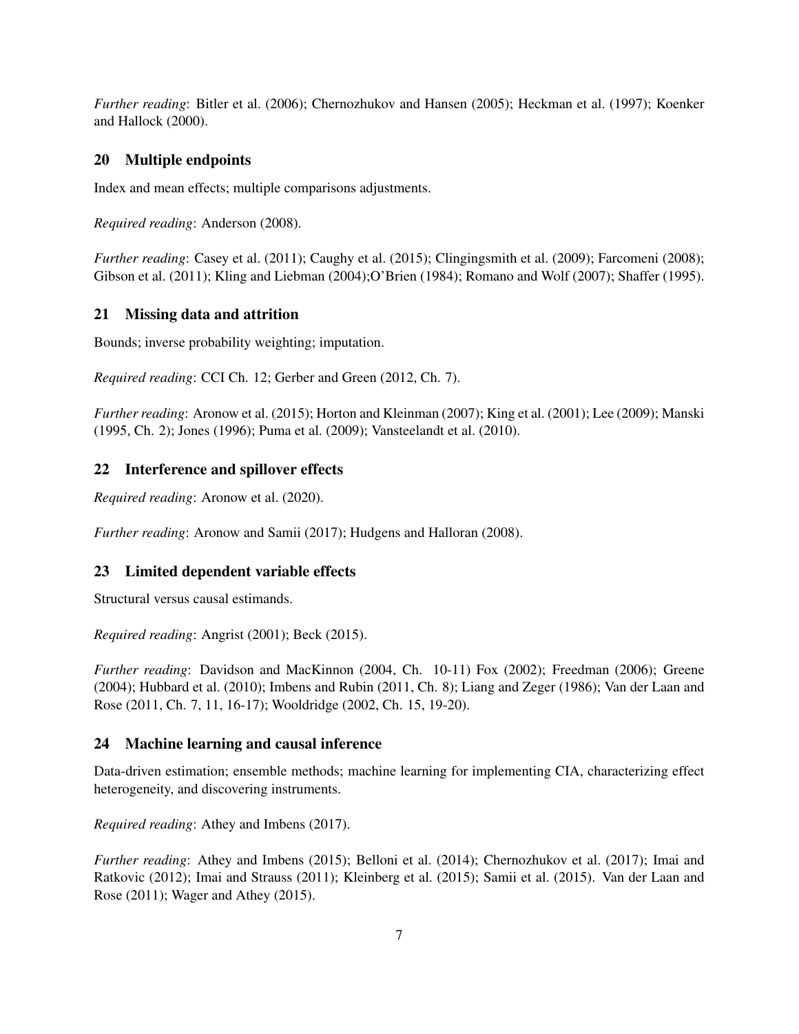*Further reading*: Bitler et al. (2006); Chernozhukov and Hansen (2005); Heckman et al. (1997); Koenker and Hallock (2000).

## 20 Multiple endpoints

Index and mean effects; multiple comparisons adjustments.

*Required reading*: Anderson (2008).

*Further reading*: Casey et al. (2011); Caughy et al. (2015); Clingingsmith et al. (2009); Farcomeni (2008); Gibson et al. (2011); Kling and Liebman (2004);O'Brien (1984); Romano and Wolf (2007); Shaffer (1995).

## 21 Missing data and attrition

Bounds; inverse probability weighting; imputation.

*Required reading*: CCI Ch. 12; Gerber and Green (2012, Ch. 7).

*Further reading*: Aronow et al. (2015); Horton and Kleinman (2007); King et al. (2001); Lee (2009); Manski (1995, Ch. 2); Jones (1996); Puma et al. (2009); Vansteelandt et al. (2010).

## 22 Interference and spillover effects

*Required reading*: Aronow et al. (2020).

*Further reading*: Aronow and Samii (2017); Hudgens and Halloran (2008).

## 23 Limited dependent variable effects

Structural versus causal estimands.

*Required reading*: Angrist (2001); Beck (2015).

*Further reading*: Davidson and MacKinnon (2004, Ch. 10-11) Fox (2002); Freedman (2006); Greene (2004); Hubbard et al. (2010); Imbens and Rubin (2011, Ch. 8); Liang and Zeger (1986); Van der Laan and Rose (2011, Ch. 7, 11, 16-17); Wooldridge (2002, Ch. 15, 19-20).

## 24 Machine learning and causal inference

Data-driven estimation; ensemble methods; machine learning for implementing CIA, characterizing effect heterogeneity, and discovering instruments.

*Required reading*: Athey and Imbens (2017).

*Further reading*: Athey and Imbens (2015); Belloni et al. (2014); Chernozhukov et al. (2017); Imai and Ratkovic (2012); Imai and Strauss (2011); Kleinberg et al. (2015); Samii et al. (2015). Van der Laan and Rose (2011); Wager and Athey (2015).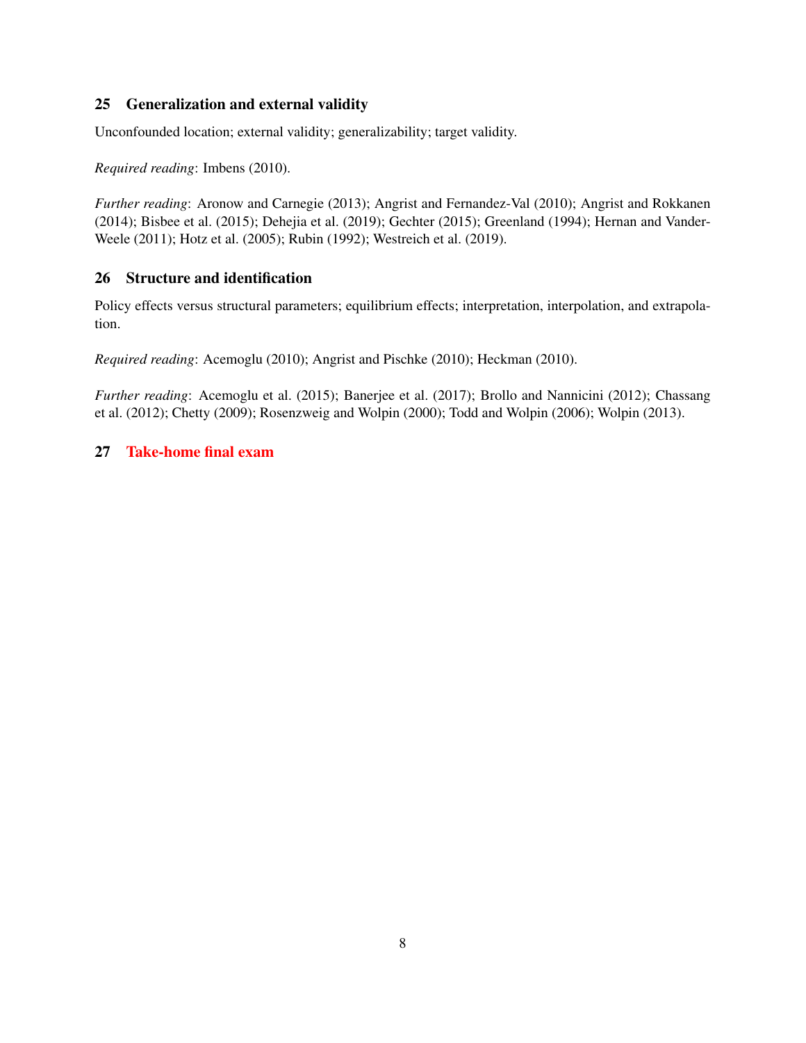## 25 Generalization and external validity

Unconfounded location; external validity; generalizability; target validity.

*Required reading*: Imbens (2010).

*Further reading*: Aronow and Carnegie (2013); Angrist and Fernandez-Val (2010); Angrist and Rokkanen (2014); Bisbee et al. (2015); Dehejia et al. (2019); Gechter (2015); Greenland (1994); Hernan and VanderWeele (2011); Hotz et al. (2005); Rubin (1992); Westreich et al. (2019).

## 26 Structure and identification

Policy effects versus structural parameters; equilibrium effects; interpretation, interpolation, and extrapolation.

*Required reading*: Acemoglu (2010); Angrist and Pischke (2010); Heckman (2010).

*Further reading*: Acemoglu et al. (2015); Banerjee et al. (2017); Brollo and Nannicini (2012); Chassang et al. (2012); Chetty (2009); Rosenzweig and Wolpin (2000); Todd and Wolpin (2006); Wolpin (2013).

## 27 Take-home final exam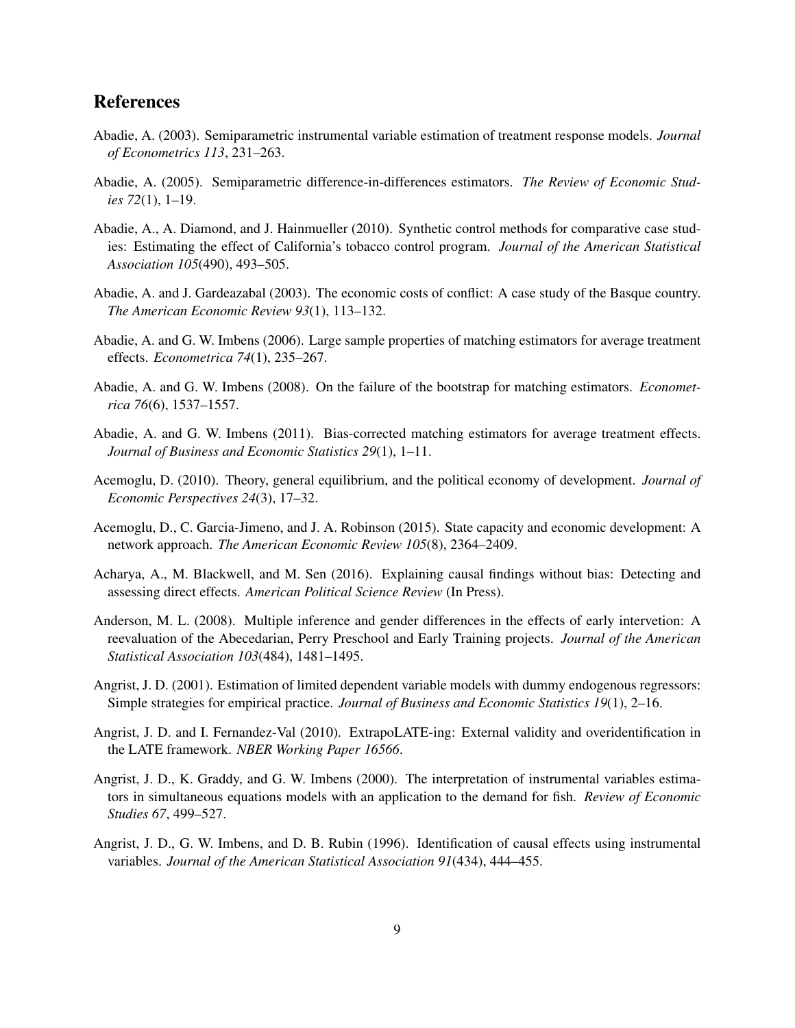# References

Abadie, A. (2003). Semiparametric instrumental variable estimation of treatment response models. *Journal of Econometrics 113*, 231–263.

Abadie, A. (2005). Semiparametric difference-in-differences estimators. *The Review of Economic Studies 72*(1), 1–19.

Abadie, A., A. Diamond, and J. Hainmueller (2010). Synthetic control methods for comparative case studies: Estimating the effect of California's tobacco control program. *Journal of the American Statistical Association 105*(490), 493–505.

Abadie, A. and J. Gardeazabal (2003). The economic costs of conflict: A case study of the Basque country. *The American Economic Review 93*(1), 113–132.

Abadie, A. and G. W. Imbens (2006). Large sample properties of matching estimators for average treatment effects. *Econometrica 74*(1), 235–267.

Abadie, A. and G. W. Imbens (2008). On the failure of the bootstrap for matching estimators. *Econometrica 76*(6), 1537–1557.

Abadie, A. and G. W. Imbens (2011). Bias-corrected matching estimators for average treatment effects. *Journal of Business and Economic Statistics 29*(1), 1–11.

Acemoglu, D. (2010). Theory, general equilibrium, and the political economy of development. *Journal of Economic Perspectives 24*(3), 17–32.

Acemoglu, D., C. Garcia-Jimeno, and J. A. Robinson (2015). State capacity and economic development: A network approach. *The American Economic Review 105*(8), 2364–2409.

Acharya, A., M. Blackwell, and M. Sen (2016). Explaining causal findings without bias: Detecting and assessing direct effects. *American Political Science Review* (In Press).

Anderson, M. L. (2008). Multiple inference and gender differences in the effects of early intervetion: A reevaluation of the Abecedarian, Perry Preschool and Early Training projects. *Journal of the American Statistical Association 103*(484), 1481–1495.

Angrist, J. D. (2001). Estimation of limited dependent variable models with dummy endogenous regressors: Simple strategies for empirical practice. *Journal of Business and Economic Statistics 19*(1), 2–16.

Angrist, J. D. and I. Fernandez-Val (2010). ExtrapoLATE-ing: External validity and overidentification in the LATE framework. *NBER Working Paper 16566*.

Angrist, J. D., K. Graddy, and G. W. Imbens (2000). The interpretation of instrumental variables estimators in simultaneous equations models with an application to the demand for fish. *Review of Economic Studies 67*, 499–527.

Angrist, J. D., G. W. Imbens, and D. B. Rubin (1996). Identification of causal effects using instrumental variables. *Journal of the American Statistical Association 91*(434), 444–455.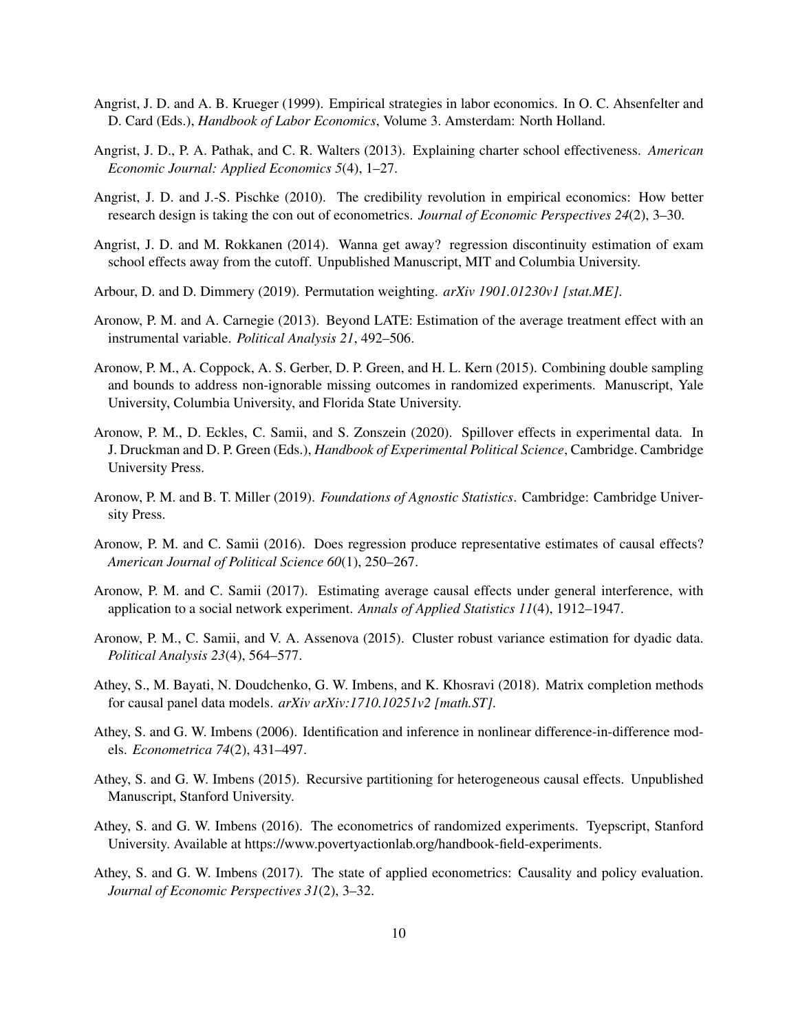Angrist, J. D. and A. B. Krueger (1999). Empirical strategies in labor economics. In O. C. Ahsenfelter and D. Card (Eds.), *Handbook of Labor Economics*, Volume 3. Amsterdam: North Holland.

Angrist, J. D., P. A. Pathak, and C. R. Walters (2013). Explaining charter school effectiveness. *American Economic Journal: Applied Economics 5*(4), 1–27.

Angrist, J. D. and J.-S. Pischke (2010). The credibility revolution in empirical economics: How better research design is taking the con out of econometrics. *Journal of Economic Perspectives 24*(2), 3–30.

Angrist, J. D. and M. Rokkanen (2014). Wanna get away? regression discontinuity estimation of exam school effects away from the cutoff. Unpublished Manuscript, MIT and Columbia University.

Arbour, D. and D. Dimmery (2019). Permutation weighting. *arXiv 1901.01230v1 [stat.ME]*.

Aronow, P. M. and A. Carnegie (2013). Beyond LATE: Estimation of the average treatment effect with an instrumental variable. *Political Analysis 21*, 492–506.

Aronow, P. M., A. Coppock, A. S. Gerber, D. P. Green, and H. L. Kern (2015). Combining double sampling and bounds to address non-ignorable missing outcomes in randomized experiments. Manuscript, Yale University, Columbia University, and Florida State University.

Aronow, P. M., D. Eckles, C. Samii, and S. Zonszein (2020). Spillover effects in experimental data. In J. Druckman and D. P. Green (Eds.), *Handbook of Experimental Political Science*, Cambridge. Cambridge University Press.

Aronow, P. M. and B. T. Miller (2019). *Foundations of Agnostic Statistics*. Cambridge: Cambridge University Press.

Aronow, P. M. and C. Samii (2016). Does regression produce representative estimates of causal effects? *American Journal of Political Science 60*(1), 250–267.

Aronow, P. M. and C. Samii (2017). Estimating average causal effects under general interference, with application to a social network experiment. *Annals of Applied Statistics 11*(4), 1912–1947.

Aronow, P. M., C. Samii, and V. A. Assenova (2015). Cluster robust variance estimation for dyadic data. *Political Analysis 23*(4), 564–577.

Athey, S., M. Bayati, N. Doudchenko, G. W. Imbens, and K. Khosravi (2018). Matrix completion methods for causal panel data models. *arXiv arXiv:1710.10251v2 [math.ST]*.

Athey, S. and G. W. Imbens (2006). Identification and inference in nonlinear difference-in-difference models. *Econometrica 74*(2), 431–497.

Athey, S. and G. W. Imbens (2015). Recursive partitioning for heterogeneous causal effects. Unpublished Manuscript, Stanford University.

Athey, S. and G. W. Imbens (2016). The econometrics of randomized experiments. Tyepscript, Stanford University. Available at https://www.povertyactionlab.org/handbook-field-experiments.

Athey, S. and G. W. Imbens (2017). The state of applied econometrics: Causality and policy evaluation. *Journal of Economic Perspectives 31*(2), 3–32.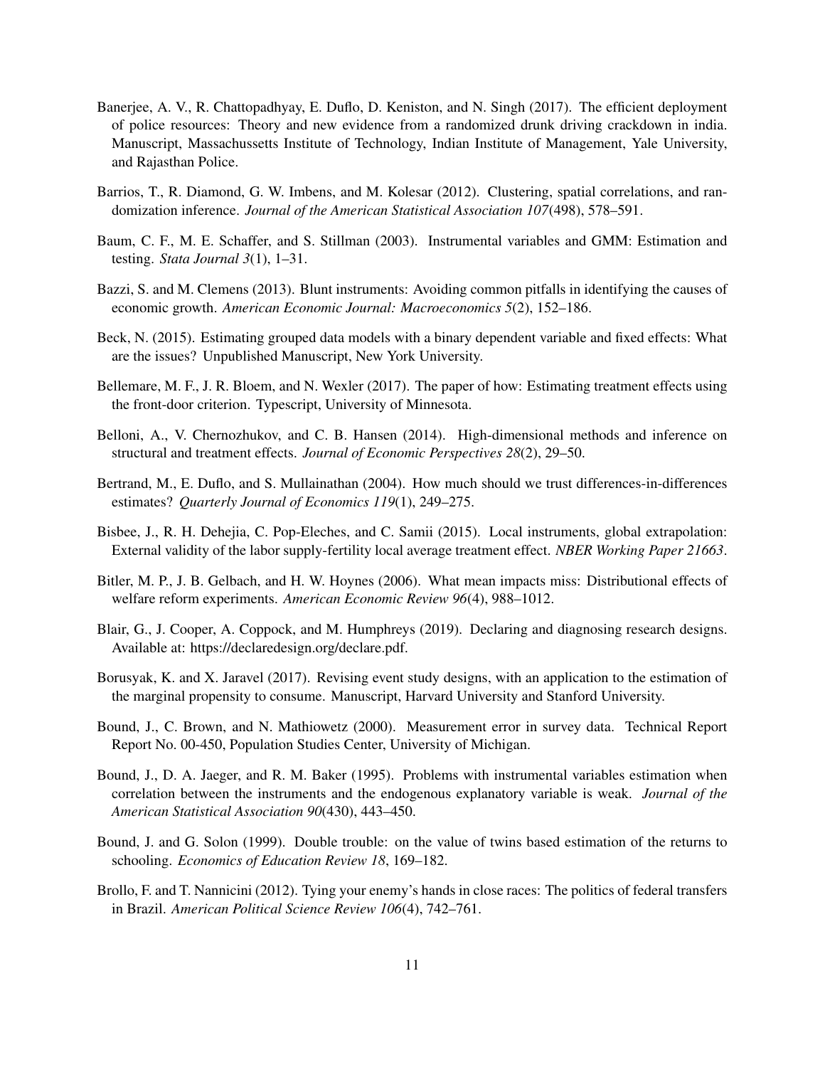Banerjee, A. V., R. Chattopadhyay, E. Duflo, D. Keniston, and N. Singh (2017). The efficient deployment of police resources: Theory and new evidence from a randomized drunk driving crackdown in india. Manuscript, Massachussetts Institute of Technology, Indian Institute of Management, Yale University, and Rajasthan Police.

Barrios, T., R. Diamond, G. W. Imbens, and M. Kolesar (2012). Clustering, spatial correlations, and randomization inference. *Journal of the American Statistical Association 107*(498), 578–591.

Baum, C. F., M. E. Schaffer, and S. Stillman (2003). Instrumental variables and GMM: Estimation and testing. *Stata Journal 3*(1), 1–31.

Bazzi, S. and M. Clemens (2013). Blunt instruments: Avoiding common pitfalls in identifying the causes of economic growth. *American Economic Journal: Macroeconomics 5*(2), 152–186.

Beck, N. (2015). Estimating grouped data models with a binary dependent variable and fixed effects: What are the issues? Unpublished Manuscript, New York University.

Bellemare, M. F., J. R. Bloem, and N. Wexler (2017). The paper of how: Estimating treatment effects using the front-door criterion. Typescript, University of Minnesota.

Belloni, A., V. Chernozhukov, and C. B. Hansen (2014). High-dimensional methods and inference on structural and treatment effects. *Journal of Economic Perspectives 28*(2), 29–50.

Bertrand, M., E. Duflo, and S. Mullainathan (2004). How much should we trust differences-in-differences estimates? *Quarterly Journal of Economics 119*(1), 249–275.

Bisbee, J., R. H. Dehejia, C. Pop-Eleches, and C. Samii (2015). Local instruments, global extrapolation: External validity of the labor supply-fertility local average treatment effect. *NBER Working Paper 21663*.

Bitler, M. P., J. B. Gelbach, and H. W. Hoynes (2006). What mean impacts miss: Distributional effects of welfare reform experiments. *American Economic Review 96*(4), 988–1012.

Blair, G., J. Cooper, A. Coppock, and M. Humphreys (2019). Declaring and diagnosing research designs. Available at: https://declaredesign.org/declare.pdf.

Borusyak, K. and X. Jaravel (2017). Revising event study designs, with an application to the estimation of the marginal propensity to consume. Manuscript, Harvard University and Stanford University.

Bound, J., C. Brown, and N. Mathiowetz (2000). Measurement error in survey data. Technical Report Report No. 00-450, Population Studies Center, University of Michigan.

Bound, J., D. A. Jaeger, and R. M. Baker (1995). Problems with instrumental variables estimation when correlation between the instruments and the endogenous explanatory variable is weak. *Journal of the American Statistical Association 90*(430), 443–450.

Bound, J. and G. Solon (1999). Double trouble: on the value of twins based estimation of the returns to schooling. *Economics of Education Review 18*, 169–182.

Brollo, F. and T. Nannicini (2012). Tying your enemy's hands in close races: The politics of federal transfers in Brazil. *American Political Science Review 106*(4), 742–761.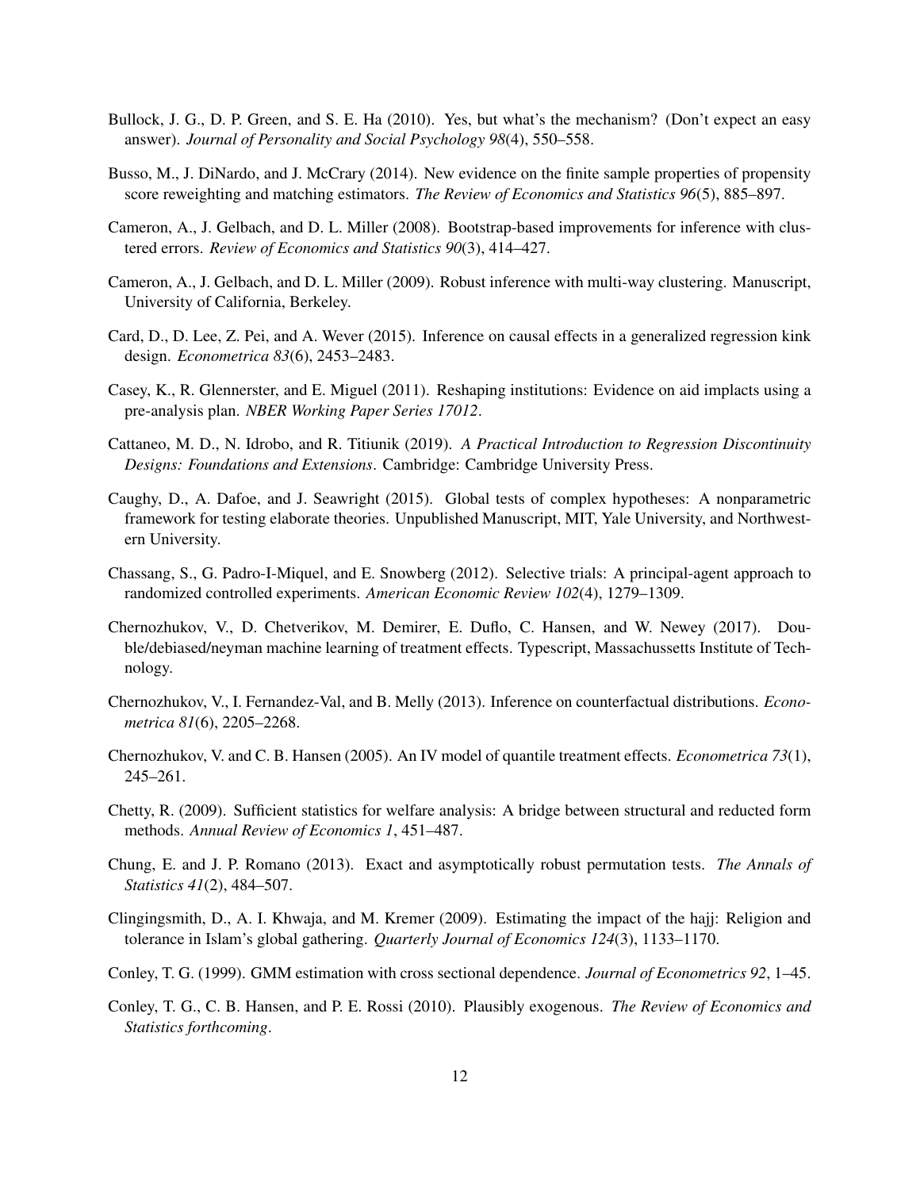Bullock, J. G., D. P. Green, and S. E. Ha (2010). Yes, but what's the mechanism? (Don't expect an easy answer). *Journal of Personality and Social Psychology 98*(4), 550–558.

Busso, M., J. DiNardo, and J. McCrary (2014). New evidence on the finite sample properties of propensity score reweighting and matching estimators. *The Review of Economics and Statistics 96*(5), 885–897.

Cameron, A., J. Gelbach, and D. L. Miller (2008). Bootstrap-based improvements for inference with clustered errors. *Review of Economics and Statistics 90*(3), 414–427.

Cameron, A., J. Gelbach, and D. L. Miller (2009). Robust inference with multi-way clustering. Manuscript, University of California, Berkeley.

Card, D., D. Lee, Z. Pei, and A. Wever (2015). Inference on causal effects in a generalized regression kink design. *Econometrica 83*(6), 2453–2483.

Casey, K., R. Glennerster, and E. Miguel (2011). Reshaping institutions: Evidence on aid implacts using a pre-analysis plan. *NBER Working Paper Series 17012*.

Cattaneo, M. D., N. Idrobo, and R. Titiunik (2019). *A Practical Introduction to Regression Discontinuity Designs: Foundations and Extensions*. Cambridge: Cambridge University Press.

Caughy, D., A. Dafoe, and J. Seawright (2015). Global tests of complex hypotheses: A nonparametric framework for testing elaborate theories. Unpublished Manuscript, MIT, Yale University, and Northwestern University.

Chassang, S., G. Padro-I-Miquel, and E. Snowberg (2012). Selective trials: A principal-agent approach to randomized controlled experiments. *American Economic Review 102*(4), 1279–1309.

Chernozhukov, V., D. Chetverikov, M. Demirer, E. Duflo, C. Hansen, and W. Newey (2017). Double/debiased/neyman machine learning of treatment effects. Typescript, Massachussetts Institute of Technology.

Chernozhukov, V., I. Fernandez-Val, and B. Melly (2013). Inference on counterfactual distributions. *Econometrica 81*(6), 2205–2268.

Chernozhukov, V. and C. B. Hansen (2005). An IV model of quantile treatment effects. *Econometrica 73*(1), 245–261.

Chetty, R. (2009). Sufficient statistics for welfare analysis: A bridge between structural and reducted form methods. *Annual Review of Economics 1*, 451–487.

Chung, E. and J. P. Romano (2013). Exact and asymptotically robust permutation tests. *The Annals of Statistics 41*(2), 484–507.

Clingingsmith, D., A. I. Khwaja, and M. Kremer (2009). Estimating the impact of the hajj: Religion and tolerance in Islam's global gathering. *Quarterly Journal of Economics 124*(3), 1133–1170.

Conley, T. G. (1999). GMM estimation with cross sectional dependence. *Journal of Econometrics 92*, 1–45.

Conley, T. G., C. B. Hansen, and P. E. Rossi (2010). Plausibly exogenous. *The Review of Economics and Statistics forthcoming*.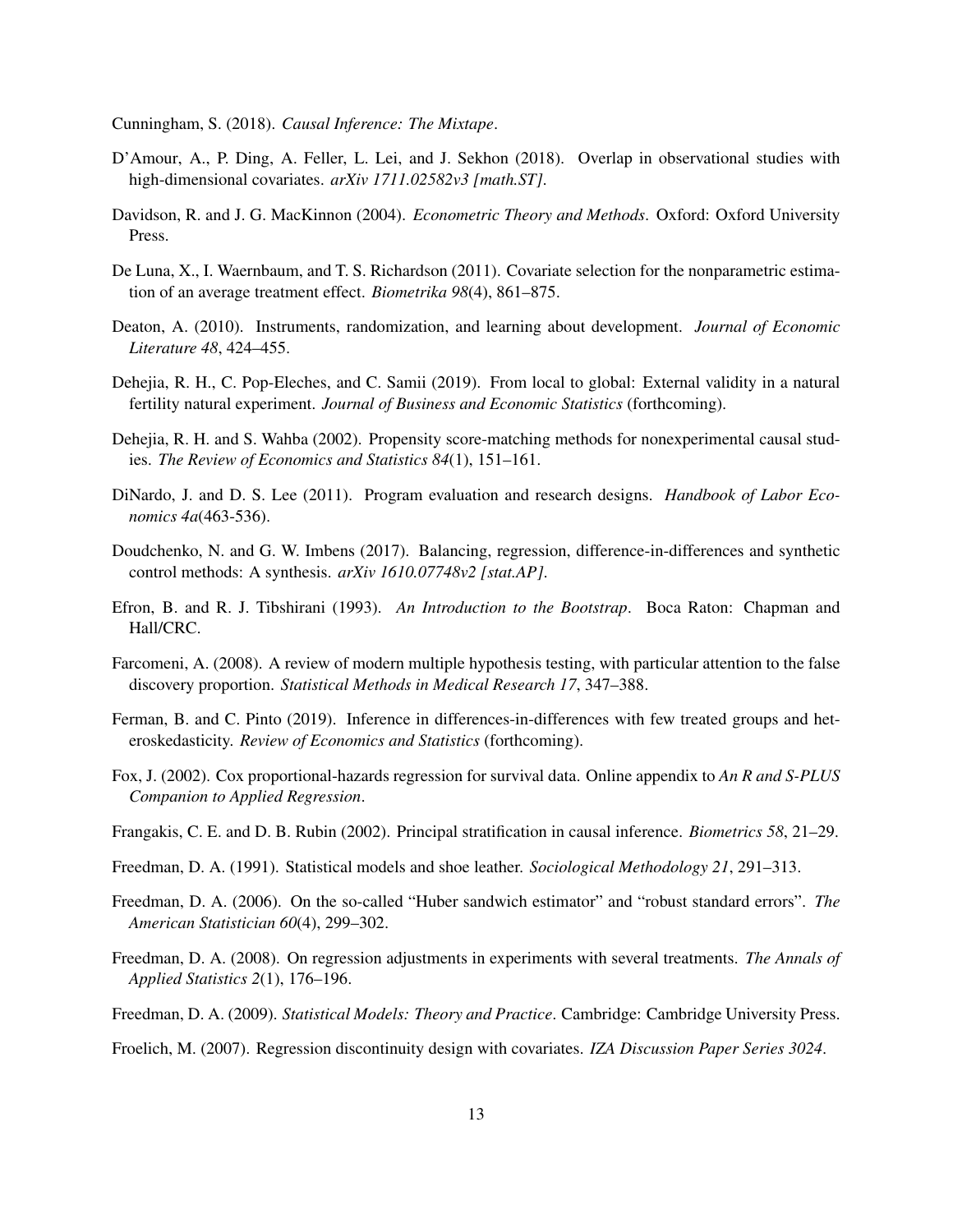Cunningham, S. (2018). *Causal Inference: The Mixtape*.

D'Amour, A., P. Ding, A. Feller, L. Lei, and J. Sekhon (2018). Overlap in observational studies with high-dimensional covariates. *arXiv 1711.02582v3 [math.ST]*.

Davidson, R. and J. G. MacKinnon (2004). *Econometric Theory and Methods*. Oxford: Oxford University Press.

De Luna, X., I. Waernbaum, and T. S. Richardson (2011). Covariate selection for the nonparametric estimation of an average treatment effect. *Biometrika 98*(4), 861–875.

Deaton, A. (2010). Instruments, randomization, and learning about development. *Journal of Economic Literature 48*, 424–455.

Dehejia, R. H., C. Pop-Eleches, and C. Samii (2019). From local to global: External validity in a natural fertility natural experiment. *Journal of Business and Economic Statistics* (forthcoming).

Dehejia, R. H. and S. Wahba (2002). Propensity score-matching methods for nonexperimental causal studies. *The Review of Economics and Statistics 84*(1), 151–161.

DiNardo, J. and D. S. Lee (2011). Program evaluation and research designs. *Handbook of Labor Economics 4a*(463-536).

Doudchenko, N. and G. W. Imbens (2017). Balancing, regression, difference-in-differences and synthetic control methods: A synthesis. *arXiv 1610.07748v2 [stat.AP]*.

Efron, B. and R. J. Tibshirani (1993). *An Introduction to the Bootstrap*. Boca Raton: Chapman and Hall/CRC.

Farcomeni, A. (2008). A review of modern multiple hypothesis testing, with particular attention to the false discovery proportion. *Statistical Methods in Medical Research 17*, 347–388.

Ferman, B. and C. Pinto (2019). Inference in differences-in-differences with few treated groups and heteroskedasticity. *Review of Economics and Statistics* (forthcoming).

Fox, J. (2002). Cox proportional-hazards regression for survival data. Online appendix to *An R and S-PLUS Companion to Applied Regression*.

Frangakis, C. E. and D. B. Rubin (2002). Principal stratification in causal inference. *Biometrics 58*, 21–29.

Freedman, D. A. (1991). Statistical models and shoe leather. *Sociological Methodology 21*, 291–313.

Freedman, D. A. (2006). On the so-called "Huber sandwich estimator" and "robust standard errors". *The American Statistician 60*(4), 299–302.

Freedman, D. A. (2008). On regression adjustments in experiments with several treatments. *The Annals of Applied Statistics 2*(1), 176–196.

Freedman, D. A. (2009). *Statistical Models: Theory and Practice*. Cambridge: Cambridge University Press.

Froelich, M. (2007). Regression discontinuity design with covariates. *IZA Discussion Paper Series 3024*.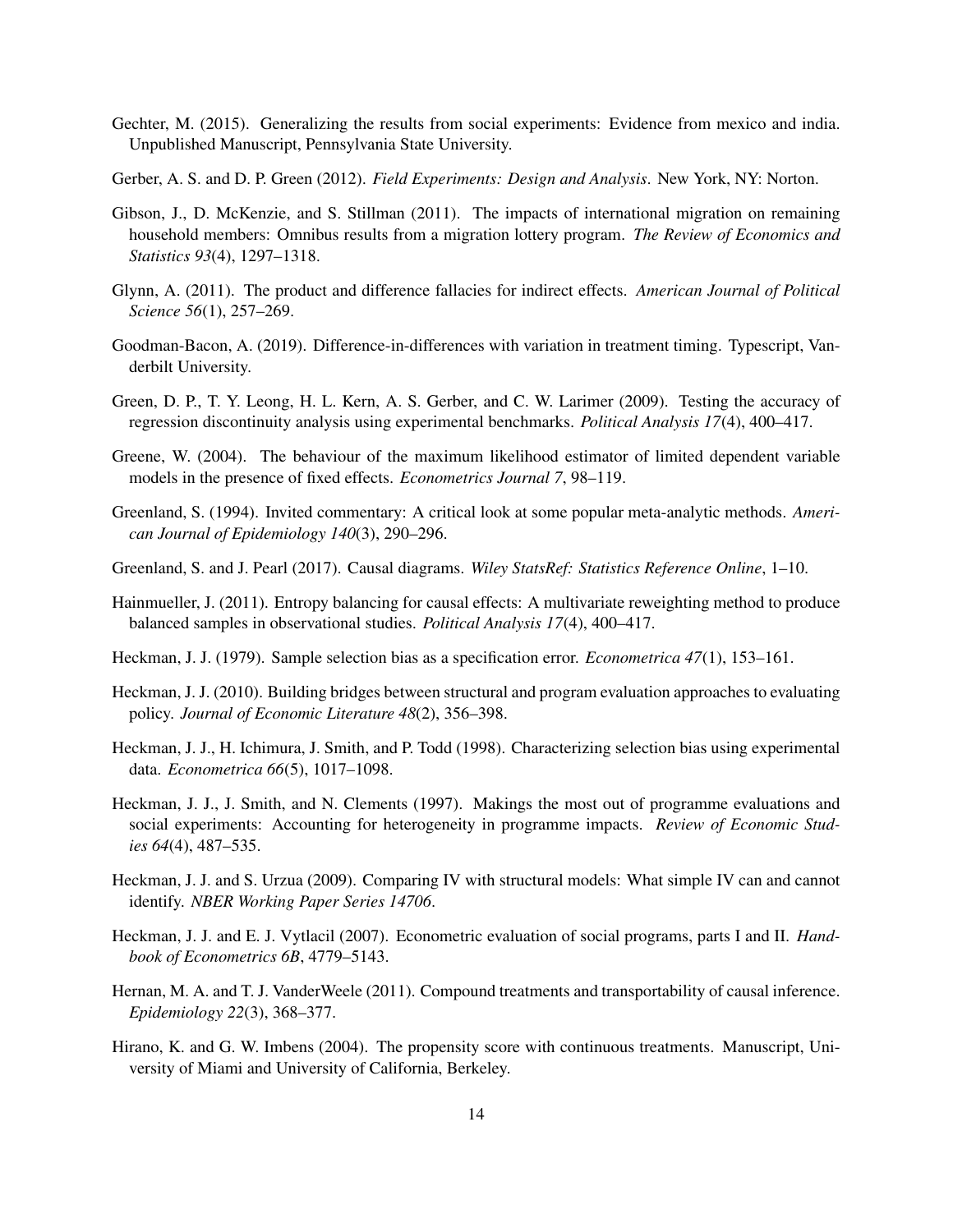Gechter, M. (2015). Generalizing the results from social experiments: Evidence from mexico and india. Unpublished Manuscript, Pennsylvania State University.

Gerber, A. S. and D. P. Green (2012). *Field Experiments: Design and Analysis*. New York, NY: Norton.

Gibson, J., D. McKenzie, and S. Stillman (2011). The impacts of international migration on remaining household members: Omnibus results from a migration lottery program. *The Review of Economics and Statistics 93*(4), 1297–1318.

Glynn, A. (2011). The product and difference fallacies for indirect effects. *American Journal of Political Science 56*(1), 257–269.

Goodman-Bacon, A. (2019). Difference-in-differences with variation in treatment timing. Typescript, Vanderbilt University.

Green, D. P., T. Y. Leong, H. L. Kern, A. S. Gerber, and C. W. Larimer (2009). Testing the accuracy of regression discontinuity analysis using experimental benchmarks. *Political Analysis 17*(4), 400–417.

Greene, W. (2004). The behaviour of the maximum likelihood estimator of limited dependent variable models in the presence of fixed effects. *Econometrics Journal 7*, 98–119.

Greenland, S. (1994). Invited commentary: A critical look at some popular meta-analytic methods. *American Journal of Epidemiology 140*(3), 290–296.

Greenland, S. and J. Pearl (2017). Causal diagrams. *Wiley StatsRef: Statistics Reference Online*, 1–10.

Hainmueller, J. (2011). Entropy balancing for causal effects: A multivariate reweighting method to produce balanced samples in observational studies. *Political Analysis 17*(4), 400–417.

Heckman, J. J. (1979). Sample selection bias as a specification error. *Econometrica 47*(1), 153–161.

Heckman, J. J. (2010). Building bridges between structural and program evaluation approaches to evaluating policy. *Journal of Economic Literature 48*(2), 356–398.

Heckman, J. J., H. Ichimura, J. Smith, and P. Todd (1998). Characterizing selection bias using experimental data. *Econometrica 66*(5), 1017–1098.

Heckman, J. J., J. Smith, and N. Clements (1997). Makings the most out of programme evaluations and social experiments: Accounting for heterogeneity in programme impacts. *Review of Economic Studies 64*(4), 487–535.

Heckman, J. J. and S. Urzua (2009). Comparing IV with structural models: What simple IV can and cannot identify. *NBER Working Paper Series 14706*.

Heckman, J. J. and E. J. Vytlacil (2007). Econometric evaluation of social programs, parts I and II. *Handbook of Econometrics 6B*, 4779–5143.

Hernan, M. A. and T. J. VanderWeele (2011). Compound treatments and transportability of causal inference. *Epidemiology 22*(3), 368–377.

Hirano, K. and G. W. Imbens (2004). The propensity score with continuous treatments. Manuscript, University of Miami and University of California, Berkeley.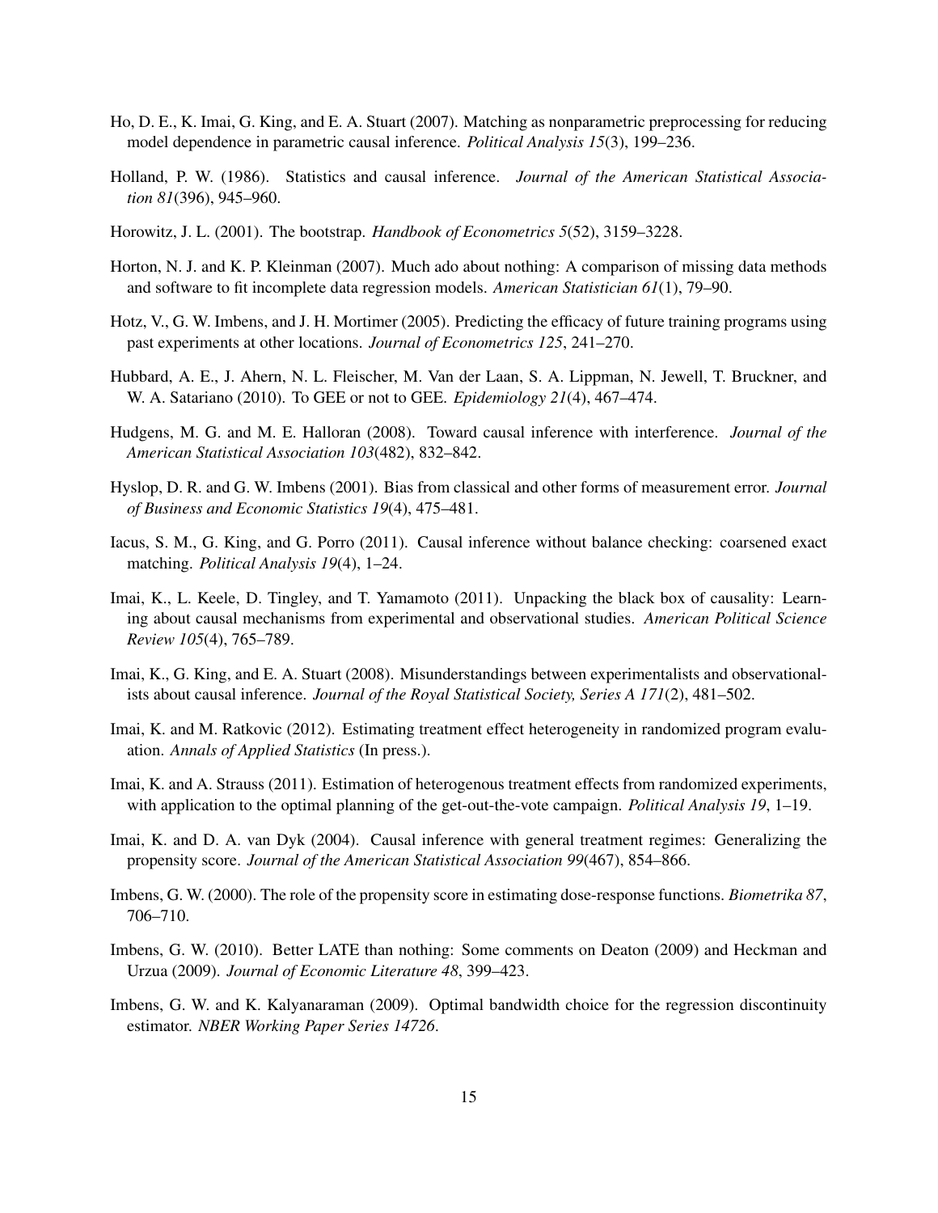Ho, D. E., K. Imai, G. King, and E. A. Stuart (2007). Matching as nonparametric preprocessing for reducing model dependence in parametric causal inference. *Political Analysis 15*(3), 199–236.

Holland, P. W. (1986). Statistics and causal inference. *Journal of the American Statistical Association 81*(396), 945–960.

Horowitz, J. L. (2001). The bootstrap. *Handbook of Econometrics 5*(52), 3159–3228.

Horton, N. J. and K. P. Kleinman (2007). Much ado about nothing: A comparison of missing data methods and software to fit incomplete data regression models. *American Statistician 61*(1), 79–90.

Hotz, V., G. W. Imbens, and J. H. Mortimer (2005). Predicting the efficacy of future training programs using past experiments at other locations. *Journal of Econometrics 125*, 241–270.

Hubbard, A. E., J. Ahern, N. L. Fleischer, M. Van der Laan, S. A. Lippman, N. Jewell, T. Bruckner, and W. A. Satariano (2010). To GEE or not to GEE. *Epidemiology 21*(4), 467–474.

Hudgens, M. G. and M. E. Halloran (2008). Toward causal inference with interference. *Journal of the American Statistical Association 103*(482), 832–842.

Hyslop, D. R. and G. W. Imbens (2001). Bias from classical and other forms of measurement error. *Journal of Business and Economic Statistics 19*(4), 475–481.

Iacus, S. M., G. King, and G. Porro (2011). Causal inference without balance checking: coarsened exact matching. *Political Analysis 19*(4), 1–24.

Imai, K., L. Keele, D. Tingley, and T. Yamamoto (2011). Unpacking the black box of causality: Learning about causal mechanisms from experimental and observational studies. *American Political Science Review 105*(4), 765–789.

Imai, K., G. King, and E. A. Stuart (2008). Misunderstandings between experimentalists and observationalists about causal inference. *Journal of the Royal Statistical Society, Series A 171*(2), 481–502.

Imai, K. and M. Ratkovic (2012). Estimating treatment effect heterogeneity in randomized program evaluation. *Annals of Applied Statistics* (In press.).

Imai, K. and A. Strauss (2011). Estimation of heterogenous treatment effects from randomized experiments, with application to the optimal planning of the get-out-the-vote campaign. *Political Analysis 19*, 1–19.

Imai, K. and D. A. van Dyk (2004). Causal inference with general treatment regimes: Generalizing the propensity score. *Journal of the American Statistical Association 99*(467), 854–866.

Imbens, G. W. (2000). The role of the propensity score in estimating dose-response functions. *Biometrika 87*, 706–710.

Imbens, G. W. (2010). Better LATE than nothing: Some comments on Deaton (2009) and Heckman and Urzua (2009). *Journal of Economic Literature 48*, 399–423.

Imbens, G. W. and K. Kalyanaraman (2009). Optimal bandwidth choice for the regression discontinuity estimator. *NBER Working Paper Series 14726*.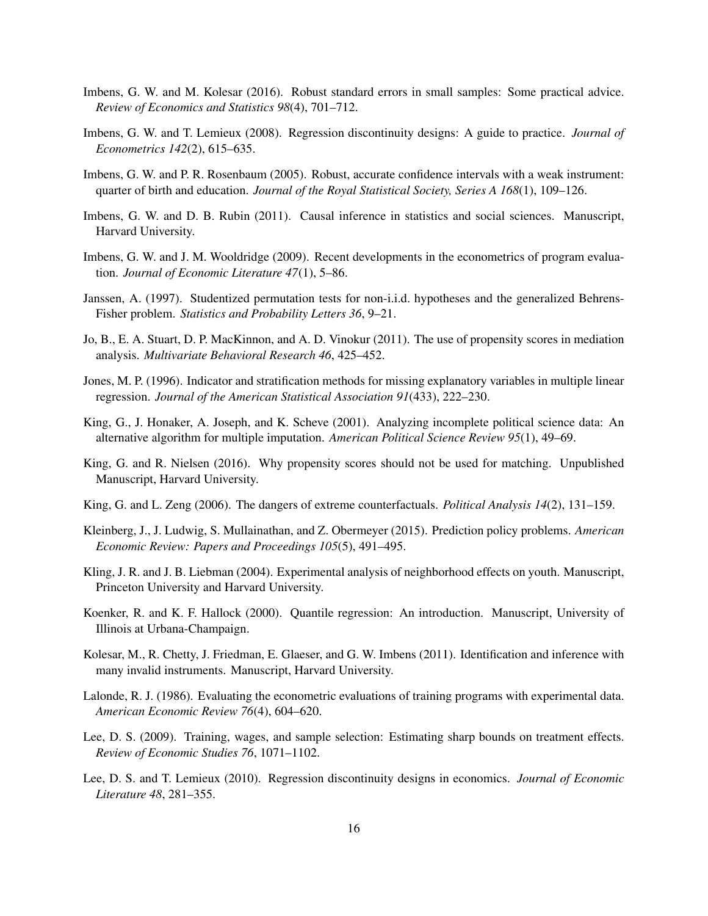Imbens, G. W. and M. Kolesar (2016). Robust standard errors in small samples: Some practical advice. *Review of Economics and Statistics 98*(4), 701–712.

Imbens, G. W. and T. Lemieux (2008). Regression discontinuity designs: A guide to practice. *Journal of Econometrics 142*(2), 615–635.

Imbens, G. W. and P. R. Rosenbaum (2005). Robust, accurate confidence intervals with a weak instrument: quarter of birth and education. *Journal of the Royal Statistical Society, Series A 168*(1), 109–126.

Imbens, G. W. and D. B. Rubin (2011). Causal inference in statistics and social sciences. Manuscript, Harvard University.

Imbens, G. W. and J. M. Wooldridge (2009). Recent developments in the econometrics of program evaluation. *Journal of Economic Literature 47*(1), 5–86.

Janssen, A. (1997). Studentized permutation tests for non-i.i.d. hypotheses and the generalized Behrens-Fisher problem. *Statistics and Probability Letters 36*, 9–21.

Jo, B., E. A. Stuart, D. P. MacKinnon, and A. D. Vinokur (2011). The use of propensity scores in mediation analysis. *Multivariate Behavioral Research 46*, 425–452.

Jones, M. P. (1996). Indicator and stratification methods for missing explanatory variables in multiple linear regression. *Journal of the American Statistical Association 91*(433), 222–230.

King, G., J. Honaker, A. Joseph, and K. Scheve (2001). Analyzing incomplete political science data: An alternative algorithm for multiple imputation. *American Political Science Review 95*(1), 49–69.

King, G. and R. Nielsen (2016). Why propensity scores should not be used for matching. Unpublished Manuscript, Harvard University.

King, G. and L. Zeng (2006). The dangers of extreme counterfactuals. *Political Analysis 14*(2), 131–159.

Kleinberg, J., J. Ludwig, S. Mullainathan, and Z. Obermeyer (2015). Prediction policy problems. *American Economic Review: Papers and Proceedings 105*(5), 491–495.

Kling, J. R. and J. B. Liebman (2004). Experimental analysis of neighborhood effects on youth. Manuscript, Princeton University and Harvard University.

Koenker, R. and K. F. Hallock (2000). Quantile regression: An introduction. Manuscript, University of Illinois at Urbana-Champaign.

Kolesar, M., R. Chetty, J. Friedman, E. Glaeser, and G. W. Imbens (2011). Identification and inference with many invalid instruments. Manuscript, Harvard University.

Lalonde, R. J. (1986). Evaluating the econometric evaluations of training programs with experimental data. *American Economic Review 76*(4), 604–620.

Lee, D. S. (2009). Training, wages, and sample selection: Estimating sharp bounds on treatment effects. *Review of Economic Studies 76*, 1071–1102.

Lee, D. S. and T. Lemieux (2010). Regression discontinuity designs in economics. *Journal of Economic Literature 48*, 281–355.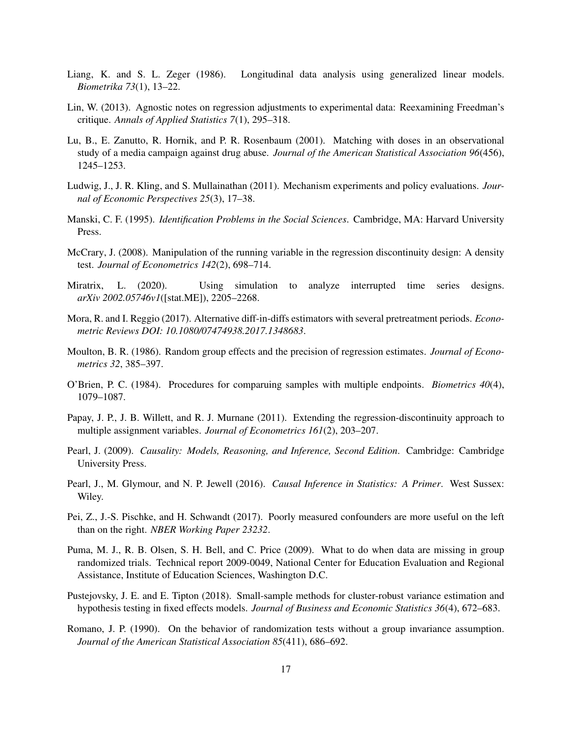Liang, K. and S. L. Zeger (1986). Longitudinal data analysis using generalized linear models. *Biometrika 73*(1), 13–22.

Lin, W. (2013). Agnostic notes on regression adjustments to experimental data: Reexamining Freedman's critique. *Annals of Applied Statistics 7*(1), 295–318.

Lu, B., E. Zanutto, R. Hornik, and P. R. Rosenbaum (2001). Matching with doses in an observational study of a media campaign against drug abuse. *Journal of the American Statistical Association 96*(456), 1245–1253.

Ludwig, J., J. R. Kling, and S. Mullainathan (2011). Mechanism experiments and policy evaluations. *Journal of Economic Perspectives 25*(3), 17–38.

Manski, C. F. (1995). *Identification Problems in the Social Sciences*. Cambridge, MA: Harvard University Press.

McCrary, J. (2008). Manipulation of the running variable in the regression discontinuity design: A density test. *Journal of Econometrics 142*(2), 698–714.

Miratrix, L. (2020). Using simulation to analyze interrupted time series designs. *arXiv 2002.05746v1*([stat.ME]), 2205–2268.

Mora, R. and I. Reggio (2017). Alternative diff-in-diffs estimators with several pretreatment periods. *Econometric Reviews DOI: 10.1080/07474938.2017.1348683*.

Moulton, B. R. (1986). Random group effects and the precision of regression estimates. *Journal of Econometrics 32*, 385–397.

O'Brien, P. C. (1984). Procedures for comparuing samples with multiple endpoints. *Biometrics 40*(4), 1079–1087.

Papay, J. P., J. B. Willett, and R. J. Murnane (2011). Extending the regression-discontinuity approach to multiple assignment variables. *Journal of Econometrics 161*(2), 203–207.

Pearl, J. (2009). *Causality: Models, Reasoning, and Inference, Second Edition*. Cambridge: Cambridge University Press.

Pearl, J., M. Glymour, and N. P. Jewell (2016). *Causal Inference in Statistics: A Primer*. West Sussex: Wiley.

Pei, Z., J.-S. Pischke, and H. Schwandt (2017). Poorly measured confounders are more useful on the left than on the right. *NBER Working Paper 23232*.

Puma, M. J., R. B. Olsen, S. H. Bell, and C. Price (2009). What to do when data are missing in group randomized trials. Technical report 2009-0049, National Center for Education Evaluation and Regional Assistance, Institute of Education Sciences, Washington D.C.

Pustejovsky, J. E. and E. Tipton (2018). Small-sample methods for cluster-robust variance estimation and hypothesis testing in fixed effects models. *Journal of Business and Economic Statistics 36*(4), 672–683.

Romano, J. P. (1990). On the behavior of randomization tests without a group invariance assumption. *Journal of the American Statistical Association 85*(411), 686–692.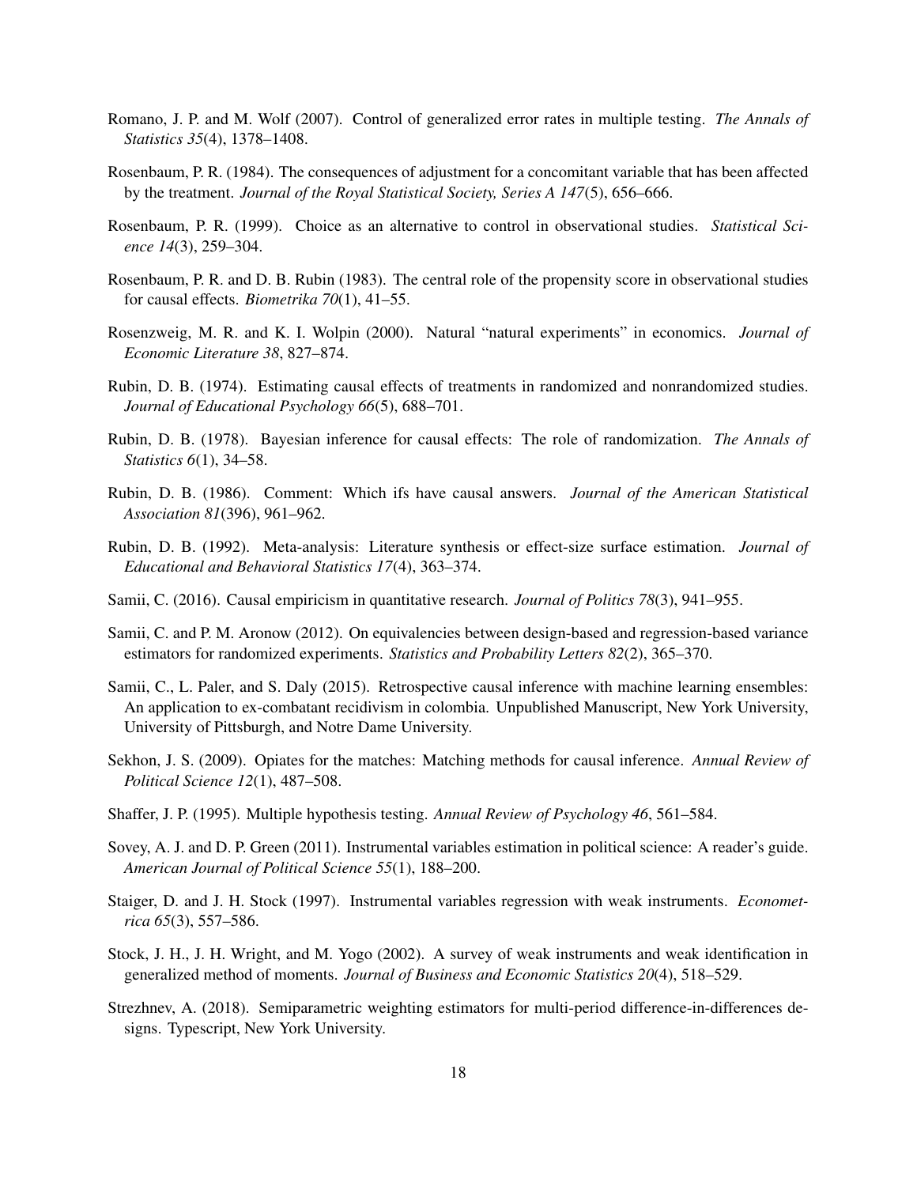Romano, J. P. and M. Wolf (2007). Control of generalized error rates in multiple testing. *The Annals of Statistics 35*(4), 1378–1408.

Rosenbaum, P. R. (1984). The consequences of adjustment for a concomitant variable that has been affected by the treatment. *Journal of the Royal Statistical Society, Series A 147*(5), 656–666.

Rosenbaum, P. R. (1999). Choice as an alternative to control in observational studies. *Statistical Science 14*(3), 259–304.

Rosenbaum, P. R. and D. B. Rubin (1983). The central role of the propensity score in observational studies for causal effects. *Biometrika 70*(1), 41–55.

Rosenzweig, M. R. and K. I. Wolpin (2000). Natural "natural experiments" in economics. *Journal of Economic Literature 38*, 827–874.

Rubin, D. B. (1974). Estimating causal effects of treatments in randomized and nonrandomized studies. *Journal of Educational Psychology 66*(5), 688–701.

Rubin, D. B. (1978). Bayesian inference for causal effects: The role of randomization. *The Annals of Statistics 6*(1), 34–58.

Rubin, D. B. (1986). Comment: Which ifs have causal answers. *Journal of the American Statistical Association 81*(396), 961–962.

Rubin, D. B. (1992). Meta-analysis: Literature synthesis or effect-size surface estimation. *Journal of Educational and Behavioral Statistics 17*(4), 363–374.

Samii, C. (2016). Causal empiricism in quantitative research. *Journal of Politics 78*(3), 941–955.

Samii, C. and P. M. Aronow (2012). On equivalencies between design-based and regression-based variance estimators for randomized experiments. *Statistics and Probability Letters 82*(2), 365–370.

Samii, C., L. Paler, and S. Daly (2015). Retrospective causal inference with machine learning ensembles: An application to ex-combatant recidivism in colombia. Unpublished Manuscript, New York University, University of Pittsburgh, and Notre Dame University.

Sekhon, J. S. (2009). Opiates for the matches: Matching methods for causal inference. *Annual Review of Political Science 12*(1), 487–508.

Shaffer, J. P. (1995). Multiple hypothesis testing. *Annual Review of Psychology 46*, 561–584.

Sovey, A. J. and D. P. Green (2011). Instrumental variables estimation in political science: A reader's guide. *American Journal of Political Science 55*(1), 188–200.

Staiger, D. and J. H. Stock (1997). Instrumental variables regression with weak instruments. *Econometrica 65*(3), 557–586.

Stock, J. H., J. H. Wright, and M. Yogo (2002). A survey of weak instruments and weak identification in generalized method of moments. *Journal of Business and Economic Statistics 20*(4), 518–529.

Strezhnev, A. (2018). Semiparametric weighting estimators for multi-period difference-in-differences designs. Typescript, New York University.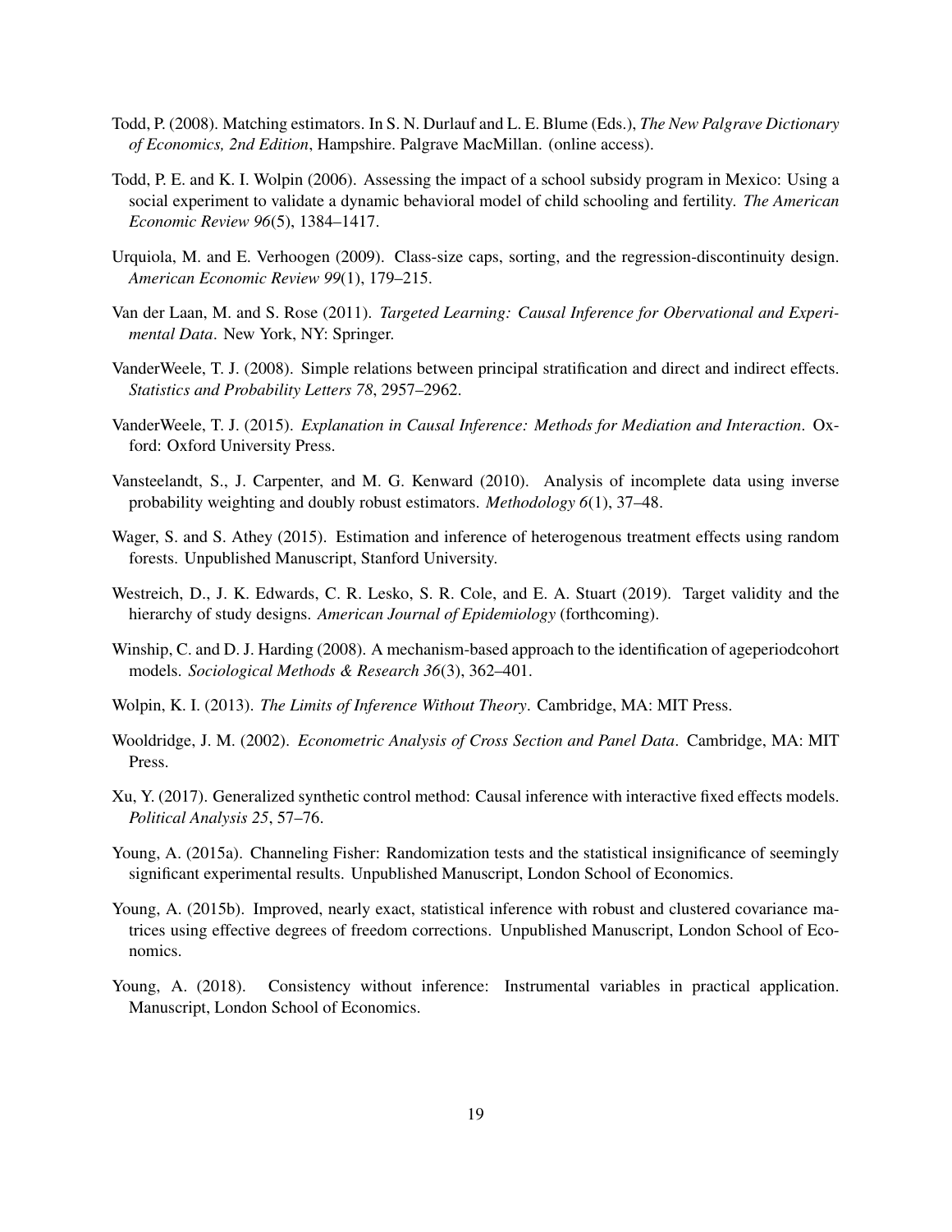Todd, P. (2008). Matching estimators. In S. N. Durlauf and L. E. Blume (Eds.), *The New Palgrave Dictionary of Economics, 2nd Edition*, Hampshire. Palgrave MacMillan. (online access).

Todd, P. E. and K. I. Wolpin (2006). Assessing the impact of a school subsidy program in Mexico: Using a social experiment to validate a dynamic behavioral model of child schooling and fertility. *The American Economic Review 96*(5), 1384–1417.

Urquiola, M. and E. Verhoogen (2009). Class-size caps, sorting, and the regression-discontinuity design. *American Economic Review 99*(1), 179–215.

Van der Laan, M. and S. Rose (2011). *Targeted Learning: Causal Inference for Obervational and Experimental Data*. New York, NY: Springer.

VanderWeele, T. J. (2008). Simple relations between principal stratification and direct and indirect effects. *Statistics and Probability Letters 78*, 2957–2962.

VanderWeele, T. J. (2015). *Explanation in Causal Inference: Methods for Mediation and Interaction*. Oxford: Oxford University Press.

Vansteelandt, S., J. Carpenter, and M. G. Kenward (2010). Analysis of incomplete data using inverse probability weighting and doubly robust estimators. *Methodology 6*(1), 37–48.

Wager, S. and S. Athey (2015). Estimation and inference of heterogenous treatment effects using random forests. Unpublished Manuscript, Stanford University.

Westreich, D., J. K. Edwards, C. R. Lesko, S. R. Cole, and E. A. Stuart (2019). Target validity and the hierarchy of study designs. *American Journal of Epidemiology* (forthcoming).

Winship, C. and D. J. Harding (2008). A mechanism-based approach to the identification of ageperiodcohort models. *Sociological Methods & Research 36*(3), 362–401.

Wolpin, K. I. (2013). *The Limits of Inference Without Theory*. Cambridge, MA: MIT Press.

Wooldridge, J. M. (2002). *Econometric Analysis of Cross Section and Panel Data*. Cambridge, MA: MIT Press.

Xu, Y. (2017). Generalized synthetic control method: Causal inference with interactive fixed effects models. *Political Analysis 25*, 57–76.

Young, A. (2015a). Channeling Fisher: Randomization tests and the statistical insignificance of seemingly significant experimental results. Unpublished Manuscript, London School of Economics.

Young, A. (2015b). Improved, nearly exact, statistical inference with robust and clustered covariance matrices using effective degrees of freedom corrections. Unpublished Manuscript, London School of Economics.

Young, A. (2018). Consistency without inference: Instrumental variables in practical application. Manuscript, London School of Economics.